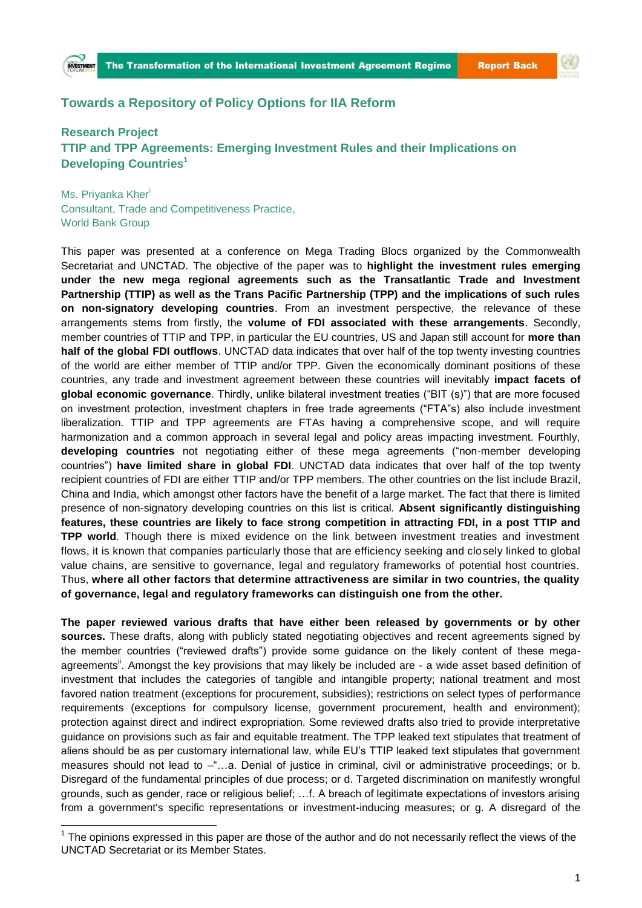## Towards a Repository of Policy Options for IIA Reform

### Research Project
### TTIP and TPP Agreements: Emerging Investment Rules and their Implications on Developing Countries[1]

Ms. Priyanka Kher[i]
Consultant, Trade and Competitiveness Practice,
World Bank Group

This paper was presented at a conference on Mega Trading Blocs organized by the Commonwealth Secretariat and UNCTAD. The objective of the paper was to **highlight the investment rules emerging under the new mega regional agreements such as the Transatlantic Trade and Investment Partnership (TTIP) as well as the Trans Pacific Partnership (TPP) and the implications of such rules on non-signatory developing countries**. From an investment perspective, the relevance of these arrangements stems from firstly, the **volume of FDI associated with these arrangements**. Secondly, member countries of TTIP and TPP, in particular the EU countries, US and Japan still account for **more than half of the global FDI outflows**. UNCTAD data indicates that over half of the top twenty investing countries of the world are either member of TTIP and/or TPP. Given the economically dominant positions of these countries, any trade and investment agreement between these countries will inevitably **impact facets of global economic governance**. Thirdly, unlike bilateral investment treaties ("BIT (s)") that are more focused on investment protection, investment chapters in free trade agreements ("FTA"s) also include investment liberalization. TTIP and TPP agreements are FTAs having a comprehensive scope, and will require harmonization and a common approach in several legal and policy areas impacting investment. Fourthly, **developing countries** not negotiating either of these mega agreements ("non-member developing countries") **have limited share in global FDI**. UNCTAD data indicates that over half of the top twenty recipient countries of FDI are either TTIP and/or TPP members. The other countries on the list include Brazil, China and India, which amongst other factors have the benefit of a large market. The fact that there is limited presence of non-signatory developing countries on this list is critical. **Absent significantly distinguishing features, these countries are likely to face strong competition in attracting FDI, in a post TTIP and TPP world**. Though there is mixed evidence on the link between investment treaties and investment flows, it is known that companies particularly those that are efficiency seeking and closely linked to global value chains, are sensitive to governance, legal and regulatory frameworks of potential host countries. Thus, **where all other factors that determine attractiveness are similar in two countries, the quality of governance, legal and regulatory frameworks can distinguish one from the other.**

**The paper reviewed various drafts that have either been released by governments or by other sources.** These drafts, along with publicly stated negotiating objectives and recent agreements signed by the member countries ("reviewed drafts") provide some guidance on the likely content of these mega-agreements[ii]. Amongst the key provisions that may likely be included are - a wide asset based definition of investment that includes the categories of tangible and intangible property; national treatment and most favored nation treatment (exceptions for procurement, subsidies); restrictions on select types of performance requirements (exceptions for compulsory license, government procurement, health and environment); protection against direct and indirect expropriation. Some reviewed drafts also tried to provide interpretative guidance on provisions such as fair and equitable treatment. The TPP leaked text stipulates that treatment of aliens should be as per customary international law, while EU's TTIP leaked text stipulates that government measures should not lead to –"…a. Denial of justice in criminal, civil or administrative proceedings; or b. Disregard of the fundamental principles of due process; or d. Targeted discrimination on manifestly wrongful grounds, such as gender, race or religious belief; …f. A breach of legitimate expectations of investors arising from a government's specific representations or investment-inducing measures; or g. A disregard of the

---

[1] The opinions expressed in this paper are those of the author and do not necessarily reflect the views of the UNCTAD Secretariat or its Member States.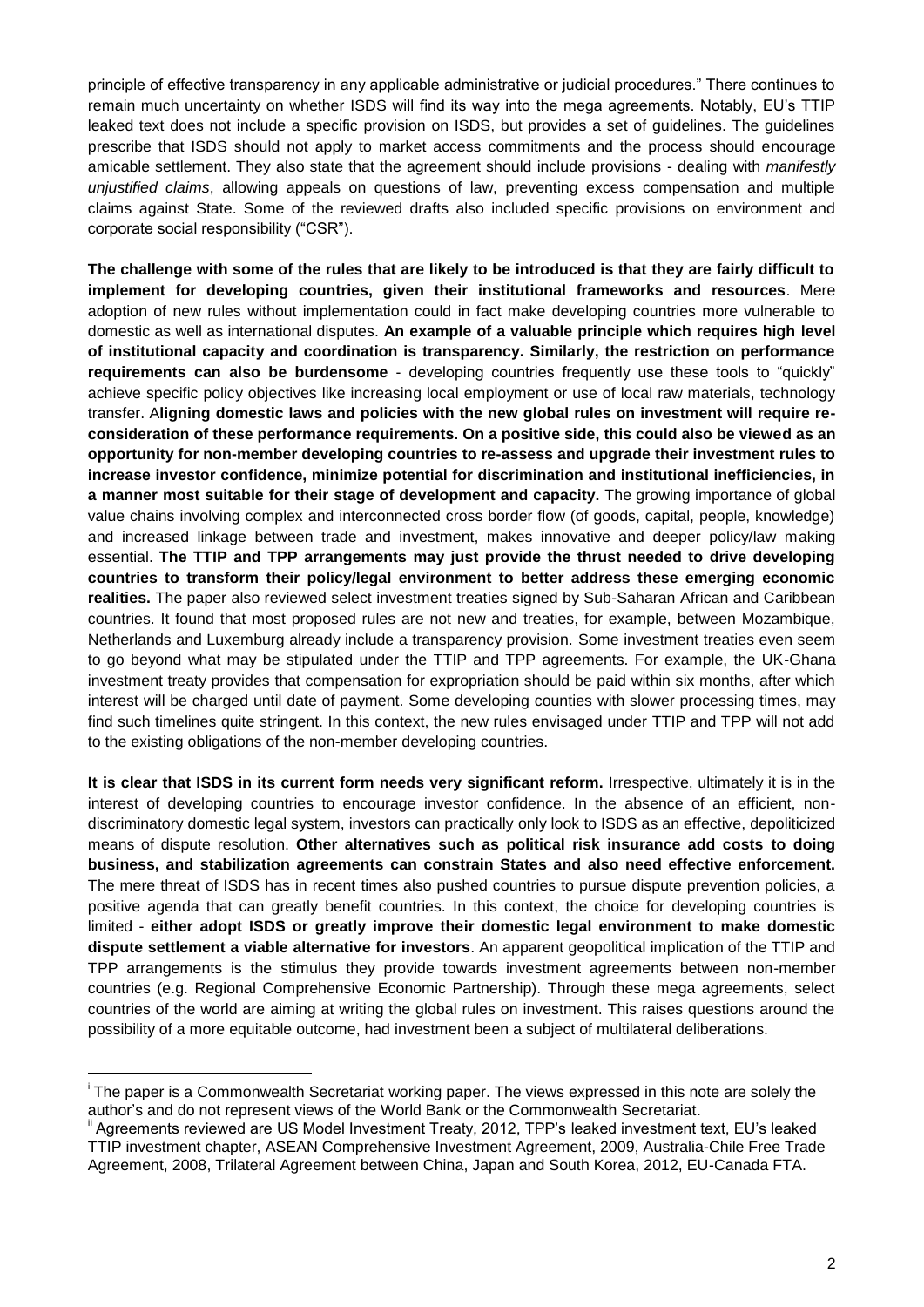principle of effective transparency in any applicable administrative or judicial procedures." There continues to remain much uncertainty on whether ISDS will find its way into the mega agreements. Notably, EU's TTIP leaked text does not include a specific provision on ISDS, but provides a set of guidelines. The guidelines prescribe that ISDS should not apply to market access commitments and the process should encourage amicable settlement. They also state that the agreement should include provisions - dealing with *manifestly unjustified claims*, allowing appeals on questions of law, preventing excess compensation and multiple claims against State. Some of the reviewed drafts also included specific provisions on environment and corporate social responsibility ("CSR").

**The challenge with some of the rules that are likely to be introduced is that they are fairly difficult to implement for developing countries, given their institutional frameworks and resources**. Mere adoption of new rules without implementation could in fact make developing countries more vulnerable to domestic as well as international disputes. **An example of a valuable principle which requires high level of institutional capacity and coordination is transparency. Similarly, the restriction on performance requirements can also be burdensome** - developing countries frequently use these tools to "quickly" achieve specific policy objectives like increasing local employment or use of local raw materials, technology transfer. A**ligning domestic laws and policies with the new global rules on investment will require re-consideration of these performance requirements. On a positive side, this could also be viewed as an opportunity for non-member developing countries to re-assess and upgrade their investment rules to increase investor confidence, minimize potential for discrimination and institutional inefficiencies, in a manner most suitable for their stage of development and capacity.** The growing importance of global value chains involving complex and interconnected cross border flow (of goods, capital, people, knowledge) and increased linkage between trade and investment, makes innovative and deeper policy/law making essential. **The TTIP and TPP arrangements may just provide the thrust needed to drive developing countries to transform their policy/legal environment to better address these emerging economic realities.** The paper also reviewed select investment treaties signed by Sub-Saharan African and Caribbean countries. It found that most proposed rules are not new and treaties, for example, between Mozambique, Netherlands and Luxemburg already include a transparency provision. Some investment treaties even seem to go beyond what may be stipulated under the TTIP and TPP agreements. For example, the UK-Ghana investment treaty provides that compensation for expropriation should be paid within six months, after which interest will be charged until date of payment. Some developing counties with slower processing times, may find such timelines quite stringent. In this context, the new rules envisaged under TTIP and TPP will not add to the existing obligations of the non-member developing countries.

**It is clear that ISDS in its current form needs very significant reform.** Irrespective, ultimately it is in the interest of developing countries to encourage investor confidence. In the absence of an efficient, non-discriminatory domestic legal system, investors can practically only look to ISDS as an effective, depoliticized means of dispute resolution. **Other alternatives such as political risk insurance add costs to doing business, and stabilization agreements can constrain States and also need effective enforcement.** The mere threat of ISDS has in recent times also pushed countries to pursue dispute prevention policies, a positive agenda that can greatly benefit countries. In this context, the choice for developing countries is limited - **either adopt ISDS or greatly improve their domestic legal environment to make domestic dispute settlement a viable alternative for investors**. An apparent geopolitical implication of the TTIP and TPP arrangements is the stimulus they provide towards investment agreements between non-member countries (e.g. Regional Comprehensive Economic Partnership). Through these mega agreements, select countries of the world are aiming at writing the global rules on investment. This raises questions around the possibility of a more equitable outcome, had investment been a subject of multilateral deliberations.

---

[i] The paper is a Commonwealth Secretariat working paper. The views expressed in this note are solely the author's and do not represent views of the World Bank or the Commonwealth Secretariat.

[ii] Agreements reviewed are US Model Investment Treaty, 2012, TPP's leaked investment text, EU's leaked TTIP investment chapter, ASEAN Comprehensive Investment Agreement, 2009, Australia-Chile Free Trade Agreement, 2008, Trilateral Agreement between China, Japan and South Korea, 2012, EU-Canada FTA.